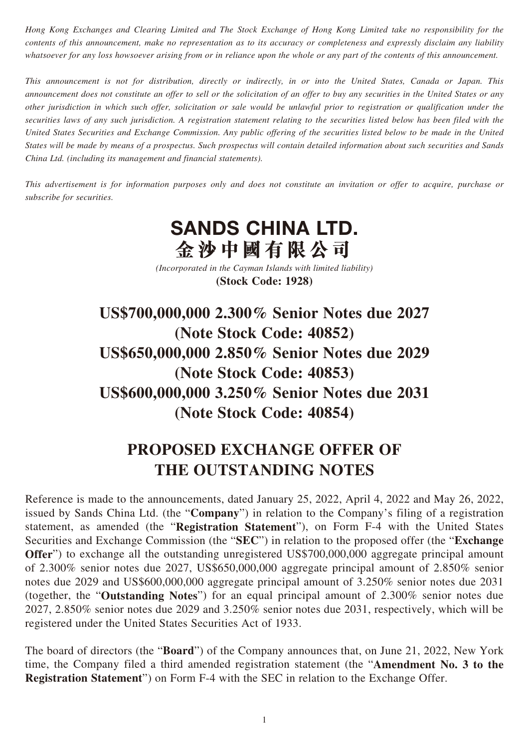*Hong Kong Exchanges and Clearing Limited and The Stock Exchange of Hong Kong Limited take no responsibility for the contents of this announcement, make no representation as to its accuracy or completeness and expressly disclaim any liability whatsoever for any loss howsoever arising from or in reliance upon the whole or any part of the contents of this announcement.*

*This announcement is not for distribution, directly or indirectly, in or into the United States, Canada or Japan. This announcement does not constitute an offer to sell or the solicitation of an offer to buy any securities in the United States or any other jurisdiction in which such offer, solicitation or sale would be unlawful prior to registration or qualification under the securities laws of any such jurisdiction. A registration statement relating to the securities listed below has been filed with the United States Securities and Exchange Commission. Any public offering of the securities listed below to be made in the United States will be made by means of a prospectus. Such prospectus will contain detailed information about such securities and Sands China Ltd. (including its management and financial statements).*

*This advertisement is for information purposes only and does not constitute an invitation or offer to acquire, purchase or subscribe for securities.*

# SANDS CHINA LTD.
# 金沙中國有限公司

*(Incorporated in the Cayman Islands with limited liability)*
**(Stock Code: 1928)**

## US$700,000,000 2.300% Senior Notes due 2027 (Note Stock Code: 40852)
## US$650,000,000 2.850% Senior Notes due 2029 (Note Stock Code: 40853)
## US$600,000,000 3.250% Senior Notes due 2031 (Note Stock Code: 40854)

## PROPOSED EXCHANGE OFFER OF THE OUTSTANDING NOTES

Reference is made to the announcements, dated January 25, 2022, April 4, 2022 and May 26, 2022, issued by Sands China Ltd. (the "**Company**") in relation to the Company's filing of a registration statement, as amended (the "**Registration Statement**"), on Form F-4 with the United States Securities and Exchange Commission (the "**SEC**") in relation to the proposed offer (the "**Exchange Offer**") to exchange all the outstanding unregistered US$700,000,000 aggregate principal amount of 2.300% senior notes due 2027, US$650,000,000 aggregate principal amount of 2.850% senior notes due 2029 and US$600,000,000 aggregate principal amount of 3.250% senior notes due 2031 (together, the "**Outstanding Notes**") for an equal principal amount of 2.300% senior notes due 2027, 2.850% senior notes due 2029 and 3.250% senior notes due 2031, respectively, which will be registered under the United States Securities Act of 1933.

The board of directors (the "**Board**") of the Company announces that, on June 21, 2022, New York time, the Company filed a third amended registration statement (the "**Amendment No. 3 to the Registration Statement**") on Form F-4 with the SEC in relation to the Exchange Offer.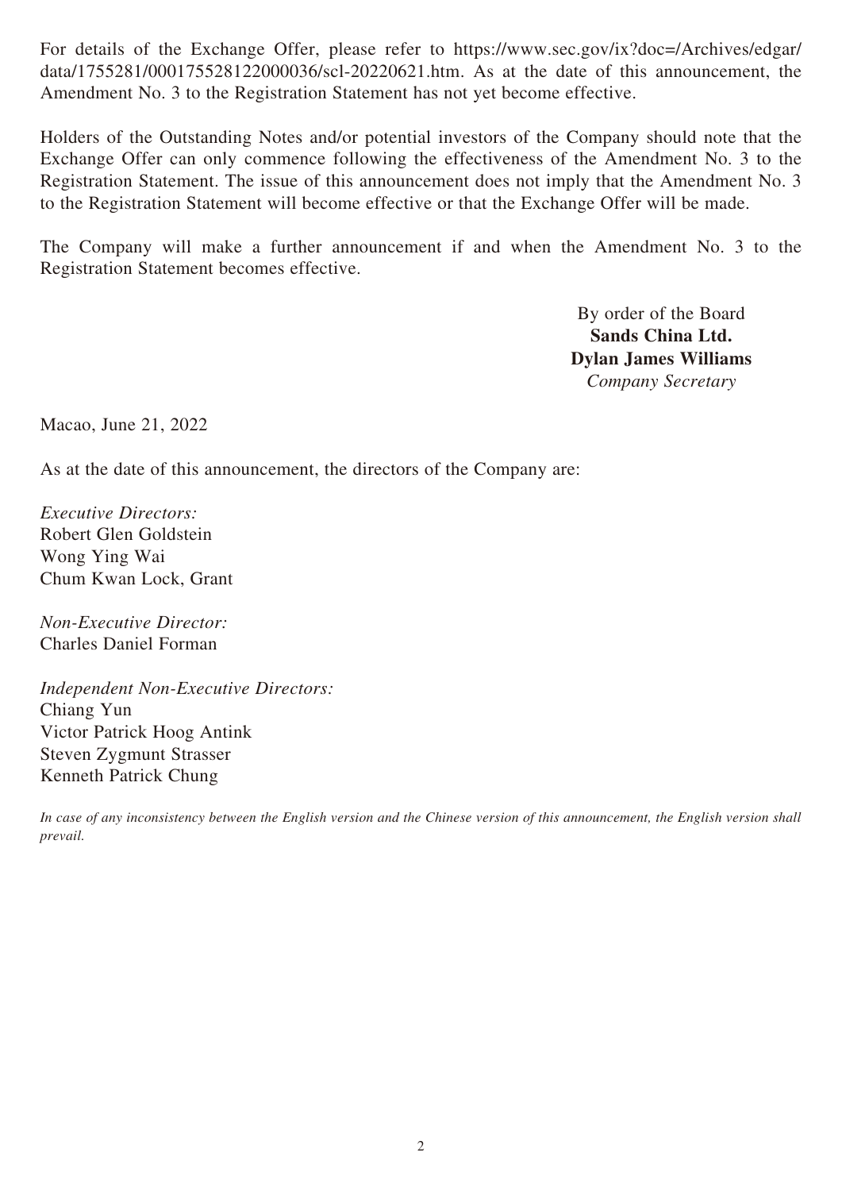For details of the Exchange Offer, please refer to https://www.sec.gov/ix?doc=/Archives/edgar/data/1755281/000175528122000036/scl-20220621.htm. As at the date of this announcement, the Amendment No. 3 to the Registration Statement has not yet become effective.

Holders of the Outstanding Notes and/or potential investors of the Company should note that the Exchange Offer can only commence following the effectiveness of the Amendment No. 3 to the Registration Statement. The issue of this announcement does not imply that the Amendment No. 3 to the Registration Statement will become effective or that the Exchange Offer will be made.

The Company will make a further announcement if and when the Amendment No. 3 to the Registration Statement becomes effective.

By order of the Board
**Sands China Ltd.**
**Dylan James Williams**
*Company Secretary*

Macao, June 21, 2022

As at the date of this announcement, the directors of the Company are:

*Executive Directors:*
Robert Glen Goldstein
Wong Ying Wai
Chum Kwan Lock, Grant

*Non-Executive Director:*
Charles Daniel Forman

*Independent Non-Executive Directors:*
Chiang Yun
Victor Patrick Hoog Antink
Steven Zygmunt Strasser
Kenneth Patrick Chung

*In case of any inconsistency between the English version and the Chinese version of this announcement, the English version shall prevail.*